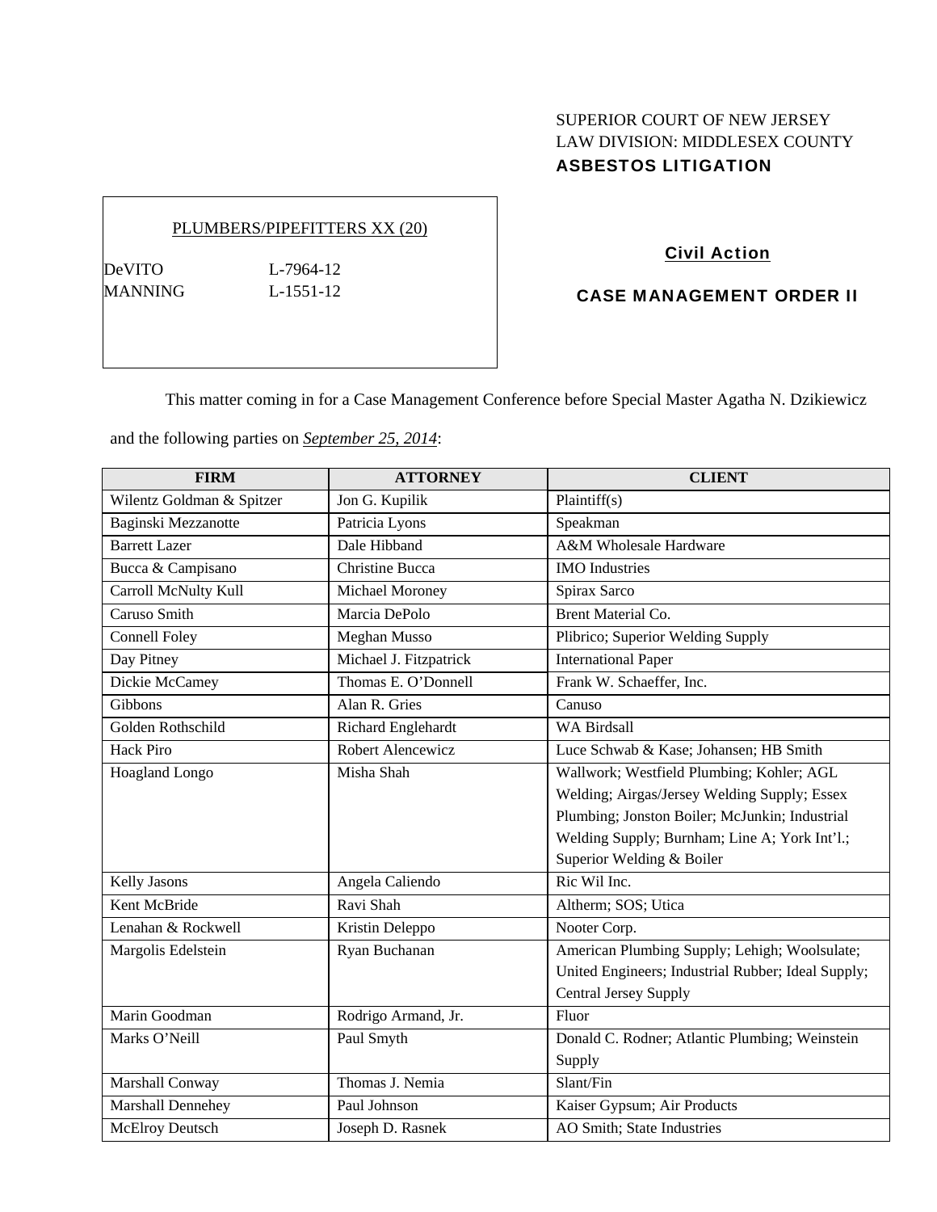SUPERIOR COURT OF NEW JERSEY
LAW DIVISION: MIDDLESEX COUNTY
**ASBESTOS LITIGATION**

PLUMBERS/PIPEFITTERS XX (20)

DeVITO L-7964-12
MANNING L-1551-12

**Civil Action**

**CASE MANAGEMENT ORDER II**

This matter coming in for a Case Management Conference before Special Master Agatha N. Dzikiewicz and the following parties on *September 25, 2014*:

| FIRM | ATTORNEY | CLIENT |
|---|---|---|
| Wilentz Goldman & Spitzer | Jon G. Kupilik | Plaintiff(s) |
| Baginski Mezzanotte | Patricia Lyons | Speakman |
| Barrett Lazer | Dale Hibband | A&M Wholesale Hardware |
| Bucca & Campisano | Christine Bucca | IMO Industries |
| Carroll McNulty Kull | Michael Moroney | Spirax Sarco |
| Caruso Smith | Marcia DePolo | Brent Material Co. |
| Connell Foley | Meghan Musso | Plibrico; Superior Welding Supply |
| Day Pitney | Michael J. Fitzpatrick | International Paper |
| Dickie McCamey | Thomas E. O'Donnell | Frank W. Schaeffer, Inc. |
| Gibbons | Alan R. Gries | Canuso |
| Golden Rothschild | Richard Englehardt | WA Birdsall |
| Hack Piro | Robert Alencewicz | Luce Schwab & Kase; Johansen; HB Smith |
| Hoagland Longo | Misha Shah | Wallwork; Westfield Plumbing; Kohler; AGL Welding; Airgas/Jersey Welding Supply; Essex Plumbing; Jonston Boiler; McJunkin; Industrial Welding Supply; Burnham; Line A; York Int'l.; Superior Welding & Boiler |
| Kelly Jasons | Angela Caliendo | Ric Wil Inc. |
| Kent McBride | Ravi Shah | Altherm; SOS; Utica |
| Lenahan & Rockwell | Kristin Deleppo | Nooter Corp. |
| Margolis Edelstein | Ryan Buchanan | American Plumbing Supply; Lehigh; Woolsulate; United Engineers; Industrial Rubber; Ideal Supply; Central Jersey Supply |
| Marin Goodman | Rodrigo Armand, Jr. | Fluor |
| Marks O'Neill | Paul Smyth | Donald C. Rodner; Atlantic Plumbing; Weinstein Supply |
| Marshall Conway | Thomas J. Nemia | Slant/Fin |
| Marshall Dennehey | Paul Johnson | Kaiser Gypsum; Air Products |
| McElroy Deutsch | Joseph D. Rasnek | AO Smith; State Industries |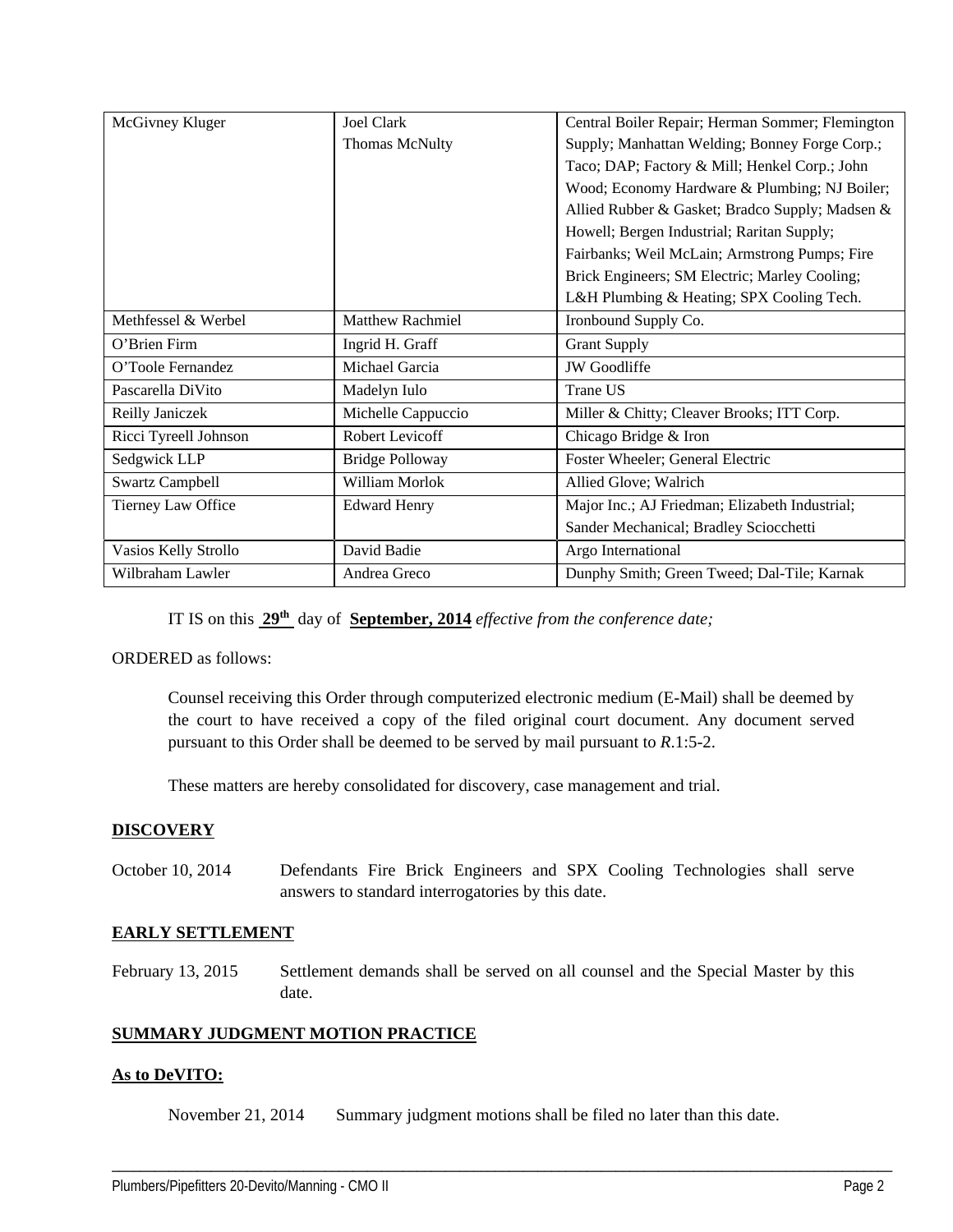| McGivney Kluger | Joel Clark<br>Thomas McNulty | Central Boiler Repair; Herman Sommer; Flemington Supply; Manhattan Welding; Bonney Forge Corp.; Taco; DAP; Factory & Mill; Henkel Corp.; John Wood; Economy Hardware & Plumbing; NJ Boiler; Allied Rubber & Gasket; Bradco Supply; Madsen & Howell; Bergen Industrial; Raritan Supply; Fairbanks; Weil McLain; Armstrong Pumps; Fire Brick Engineers; SM Electric; Marley Cooling; L&H Plumbing & Heating; SPX Cooling Tech. |
|---|---|---|
| Methfessel & Werbel | Matthew Rachmiel | Ironbound Supply Co. |
| O'Brien Firm | Ingrid H. Graff | Grant Supply |
| O'Toole Fernandez | Michael Garcia | JW Goodliffe |
| Pascarella DiVito | Madelyn Iulo | Trane US |
| Reilly Janiczek | Michelle Cappuccio | Miller & Chitty; Cleaver Brooks; ITT Corp. |
| Ricci Tyreell Johnson | Robert Levicoff | Chicago Bridge & Iron |
| Sedgwick LLP | Bridge Polloway | Foster Wheeler; General Electric |
| Swartz Campbell | William Morlok | Allied Glove; Walrich |
| Tierney Law Office | Edward Henry | Major Inc.; AJ Friedman; Elizabeth Industrial; Sander Mechanical; Bradley Sciocchetti |
| Vasios Kelly Strollo | David Badie | Argo International |
| Wilbraham Lawler | Andrea Greco | Dunphy Smith; Green Tweed; Dal-Tile; Karnak |

IT IS on this **29th** day of **September, 2014** *effective from the conference date;*

ORDERED as follows:

Counsel receiving this Order through computerized electronic medium (E-Mail) shall be deemed by the court to have received a copy of the filed original court document. Any document served pursuant to this Order shall be deemed to be served by mail pursuant to *R.*1:5-2.

These matters are hereby consolidated for discovery, case management and trial.

**DISCOVERY**

October 10, 2014 — Defendants Fire Brick Engineers and SPX Cooling Technologies shall serve answers to standard interrogatories by this date.

**EARLY SETTLEMENT**

February 13, 2015 — Settlement demands shall be served on all counsel and the Special Master by this date.

**SUMMARY JUDGMENT MOTION PRACTICE**

**As to DeVITO:**

November 21, 2014 — Summary judgment motions shall be filed no later than this date.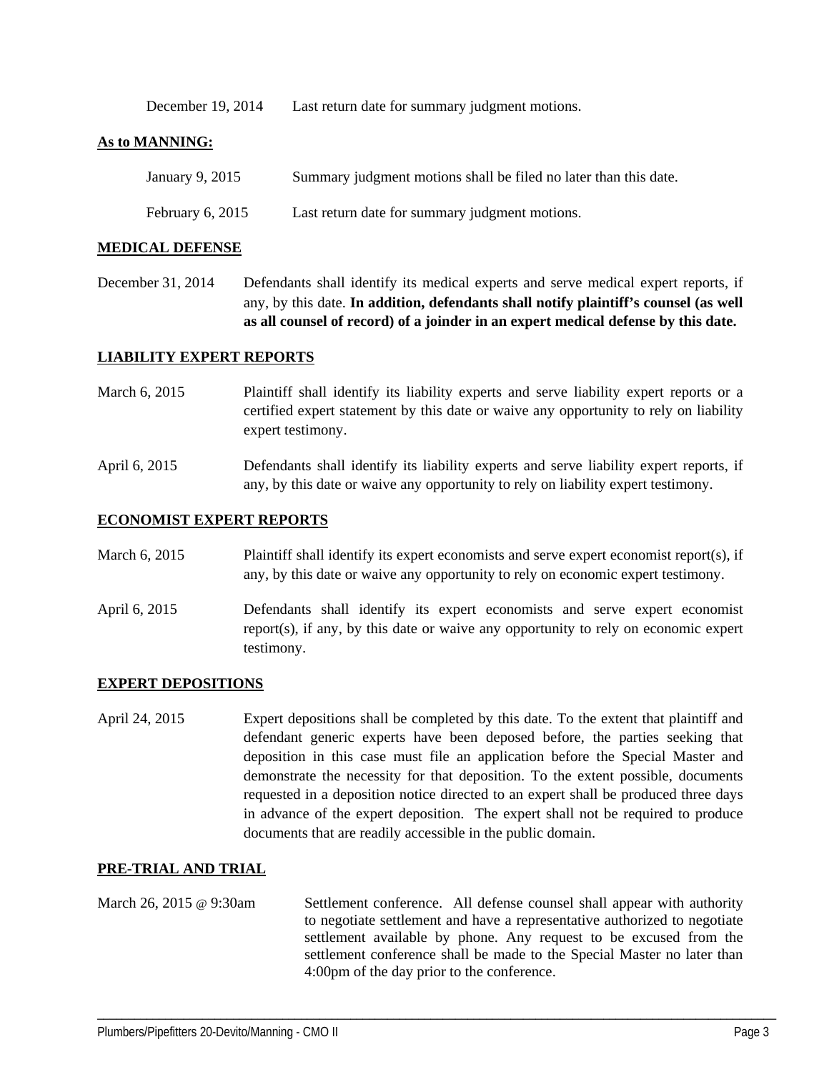December 19, 2014 Last return date for summary judgment motions.

**As to MANNING:**

January 9, 2015 Summary judgment motions shall be filed no later than this date.

February 6, 2015 Last return date for summary judgment motions.

**MEDICAL DEFENSE**

December 31, 2014 Defendants shall identify its medical experts and serve medical expert reports, if any, by this date. **In addition, defendants shall notify plaintiff's counsel (as well as all counsel of record) of a joinder in an expert medical defense by this date.**

**LIABILITY EXPERT REPORTS**

March 6, 2015 Plaintiff shall identify its liability experts and serve liability expert reports or a certified expert statement by this date or waive any opportunity to rely on liability expert testimony.

April 6, 2015 Defendants shall identify its liability experts and serve liability expert reports, if any, by this date or waive any opportunity to rely on liability expert testimony.

**ECONOMIST EXPERT REPORTS**

March 6, 2015 Plaintiff shall identify its expert economists and serve expert economist report(s), if any, by this date or waive any opportunity to rely on economic expert testimony.

April 6, 2015 Defendants shall identify its expert economists and serve expert economist report(s), if any, by this date or waive any opportunity to rely on economic expert testimony.

**EXPERT DEPOSITIONS**

April 24, 2015 Expert depositions shall be completed by this date. To the extent that plaintiff and defendant generic experts have been deposed before, the parties seeking that deposition in this case must file an application before the Special Master and demonstrate the necessity for that deposition. To the extent possible, documents requested in a deposition notice directed to an expert shall be produced three days in advance of the expert deposition. The expert shall not be required to produce documents that are readily accessible in the public domain.

**PRE-TRIAL AND TRIAL**

March 26, 2015 @ 9:30am Settlement conference. All defense counsel shall appear with authority to negotiate settlement and have a representative authorized to negotiate settlement available by phone. Any request to be excused from the settlement conference shall be made to the Special Master no later than 4:00pm of the day prior to the conference.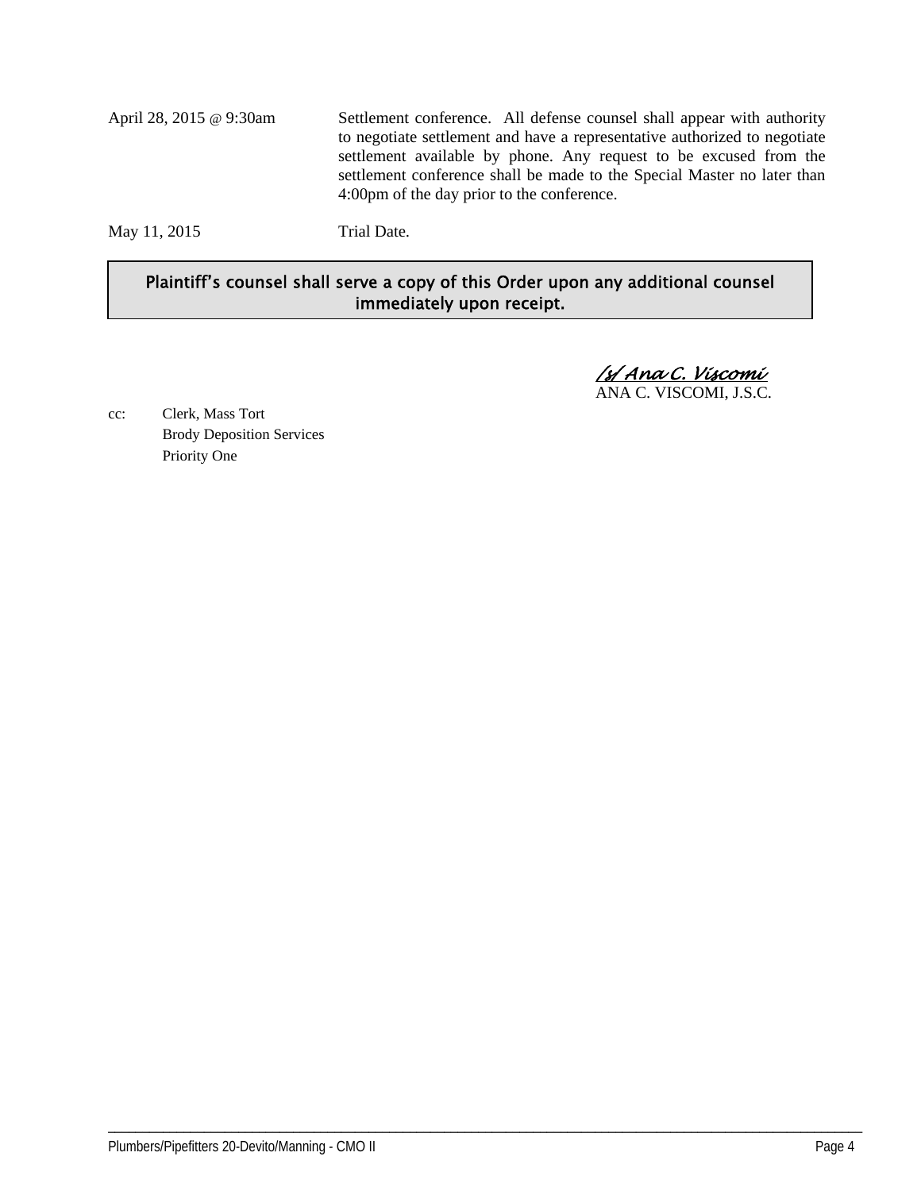| | |
|---|---|
| April 28, 2015 @ 9:30am | Settlement conference. All defense counsel shall appear with authority to negotiate settlement and have a representative authorized to negotiate settlement available by phone. Any request to be excused from the settlement conference shall be made to the Special Master no later than 4:00pm of the day prior to the conference. |
| May 11, 2015 | Trial Date. |

**Plaintiff's counsel shall serve a copy of this Order upon any additional counsel immediately upon receipt.**

*/s/ Ana C. Viscomi*
ANA C. VISCOMI, J.S.C.

cc: Clerk, Mass Tort
Brody Deposition Services
Priority One